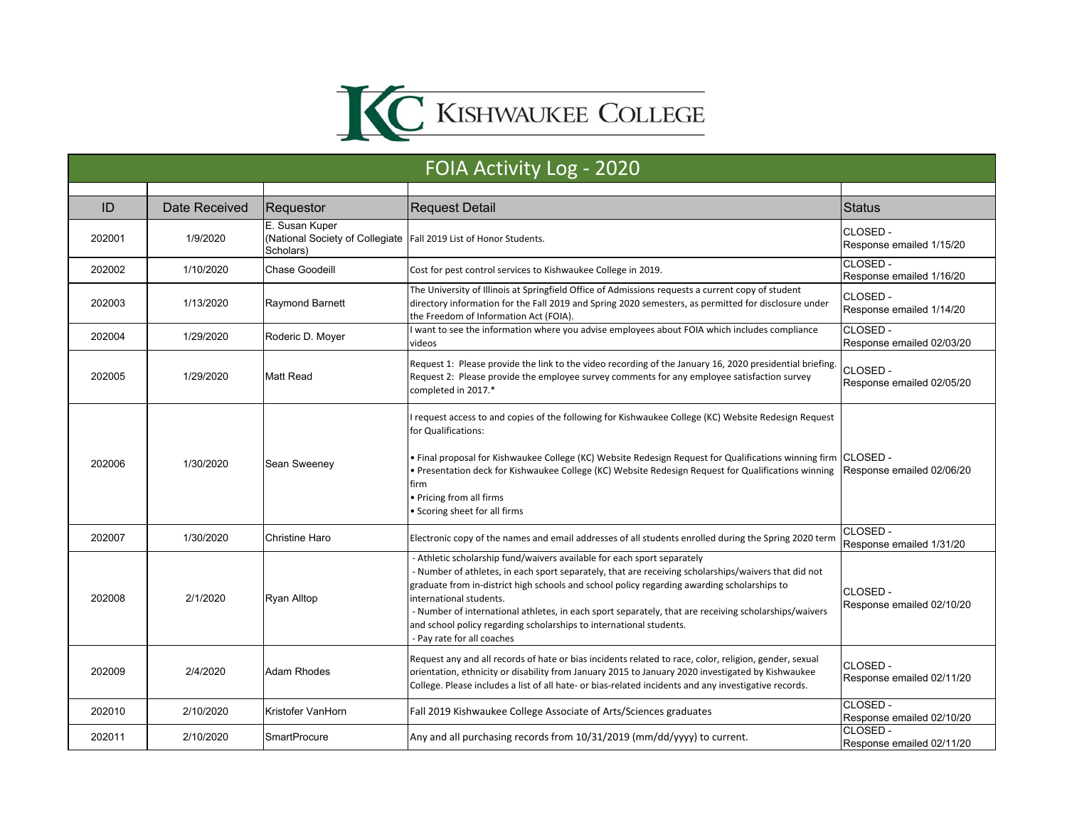# KISHWAUKEE COLLEGE

## FOIA Activity Log - 2020

| ID | Date Received | Requestor | Request Detail | Status |
|---|---|---|---|---|
| 202001 | 1/9/2020 | E. Susan Kuper (National Society of Collegiate Scholars) | Fall 2019 List of Honor Students. | CLOSED - Response emailed 1/15/20 |
| 202002 | 1/10/2020 | Chase Goodeill | Cost for pest control services to Kishwaukee College in 2019. | CLOSED - Response emailed 1/16/20 |
| 202003 | 1/13/2020 | Raymond Barnett | The University of Illinois at Springfield Office of Admissions requests a current copy of student directory information for the Fall 2019 and Spring 2020 semesters, as permitted for disclosure under the Freedom of Information Act (FOIA). | CLOSED - Response emailed 1/14/20 |
| 202004 | 1/29/2020 | Roderic D. Moyer | I want to see the information where you advise employees about FOIA which includes compliance videos | CLOSED - Response emailed 02/03/20 |
| 202005 | 1/29/2020 | Matt Read | Request 1: Please provide the link to the video recording of the January 16, 2020 presidential briefing. Request 2: Please provide the employee survey comments for any employee satisfaction survey completed in 2017.* | CLOSED - Response emailed 02/05/20 |
| 202006 | 1/30/2020 | Sean Sweeney | I request access to and copies of the following for Kishwaukee College (KC) Website Redesign Request for Qualifications:<br><br>• Final proposal for Kishwaukee College (KC) Website Redesign Request for Qualifications winning firm<br>• Presentation deck for Kishwaukee College (KC) Website Redesign Request for Qualifications winning firm<br>• Pricing from all firms<br>• Scoring sheet for all firms | CLOSED - Response emailed 02/06/20 |
| 202007 | 1/30/2020 | Christine Haro | Electronic copy of the names and email addresses of all students enrolled during the Spring 2020 term | CLOSED - Response emailed 1/31/20 |
| 202008 | 2/1/2020 | Ryan Alltop | - Athletic scholarship fund/waivers available for each sport separately<br>- Number of athletes, in each sport separately, that are receiving scholarships/waivers that did not graduate from in-district high schools and school policy regarding awarding scholarships to international students.<br>- Number of international athletes, in each sport separately, that are receiving scholarships/waivers and school policy regarding scholarships to international students.<br>- Pay rate for all coaches | CLOSED - Response emailed 02/10/20 |
| 202009 | 2/4/2020 | Adam Rhodes | Request any and all records of hate or bias incidents related to race, color, religion, gender, sexual orientation, ethnicity or disability from January 2015 to January 2020 investigated by Kishwaukee College. Please includes a list of all hate- or bias-related incidents and any investigative records. | CLOSED - Response emailed 02/11/20 |
| 202010 | 2/10/2020 | Kristofer VanHorn | Fall 2019 Kishwaukee College Associate of Arts/Sciences graduates | CLOSED - Response emailed 02/10/20 |
| 202011 | 2/10/2020 | SmartProcure | Any and all purchasing records from 10/31/2019 (mm/dd/yyyy) to current. | CLOSED - Response emailed 02/11/20 |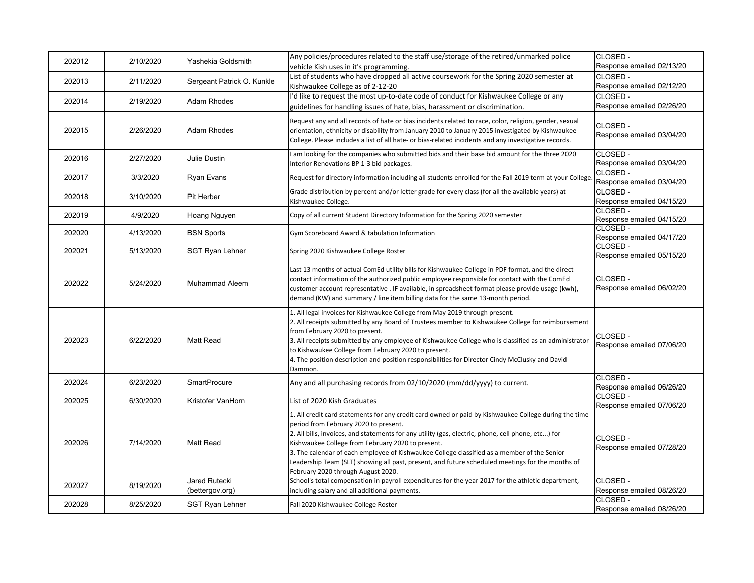| | | | | |
|---|---|---|---|---|
| 202012 | 2/10/2020 | Yashekia Goldsmith | Any policies/procedures related to the staff use/storage of the retired/unmarked police vehicle Kish uses in it's programming. | CLOSED - Response emailed 02/13/20 |
| 202013 | 2/11/2020 | Sergeant Patrick O. Kunkle | List of students who have dropped all active coursework for the Spring 2020 semester at Kishwaukee College as of 2-12-20 | CLOSED - Response emailed 02/12/20 |
| 202014 | 2/19/2020 | Adam Rhodes | I'd like to request the most up-to-date code of conduct for Kishwaukee College or any guidelines for handling issues of hate, bias, harassment or discrimination. | CLOSED - Response emailed 02/26/20 |
| 202015 | 2/26/2020 | Adam Rhodes | Request any and all records of hate or bias incidents related to race, color, religion, gender, sexual orientation, ethnicity or disability from January 2010 to January 2015 investigated by Kishwaukee College. Please includes a list of all hate- or bias-related incidents and any investigative records. | CLOSED - Response emailed 03/04/20 |
| 202016 | 2/27/2020 | Julie Dustin | I am looking for the companies who submitted bids and their base bid amount for the three 2020 Interior Renovations BP 1-3 bid packages. | CLOSED - Response emailed 03/04/20 |
| 202017 | 3/3/2020 | Ryan Evans | Request for directory information including all students enrolled for the Fall 2019 term at your College. | CLOSED - Response emailed 03/04/20 |
| 202018 | 3/10/2020 | Pit Herber | Grade distribution by percent and/or letter grade for every class (for all the available years) at Kishwaukee College. | CLOSED - Response emailed 04/15/20 |
| 202019 | 4/9/2020 | Hoang Nguyen | Copy of all current Student Directory Information for the Spring 2020 semester | CLOSED - Response emailed 04/15/20 |
| 202020 | 4/13/2020 | BSN Sports | Gym Scoreboard Award & tabulation Information | CLOSED - Response emailed 04/17/20 |
| 202021 | 5/13/2020 | SGT Ryan Lehner | Spring 2020 Kishwaukee College Roster | CLOSED - Response emailed 05/15/20 |
| 202022 | 5/24/2020 | Muhammad Aleem | Last 13 months of actual ComEd utility bills for Kishwaukee College in PDF format, and the direct contact information of the authorized public employee responsible for contact with the ComEd customer account representative . IF available, in spreadsheet format please provide usage (kwh), demand (KW) and summary / line item billing data for the same 13-month period. | CLOSED - Response emailed 06/02/20 |
| 202023 | 6/22/2020 | Matt Read | 1. All legal invoices for Kishwaukee College from May 2019 through present.<br>2. All receipts submitted by any Board of Trustees member to Kishwaukee College for reimbursement from February 2020 to present.<br>3. All receipts submitted by any employee of Kishwaukee College who is classified as an administrator to Kishwaukee College from February 2020 to present.<br>4. The position description and position responsibilities for Director Cindy McClusky and David Dammon. | CLOSED - Response emailed 07/06/20 |
| 202024 | 6/23/2020 | SmartProcure | Any and all purchasing records from 02/10/2020 (mm/dd/yyyy) to current. | CLOSED - Response emailed 06/26/20 |
| 202025 | 6/30/2020 | Kristofer VanHorn | List of 2020 Kish Graduates | CLOSED - Response emailed 07/06/20 |
| 202026 | 7/14/2020 | Matt Read | 1. All credit card statements for any credit card owned or paid by Kishwaukee College during the time period from February 2020 to present.<br>2. All bills, invoices, and statements for any utility (gas, electric, phone, cell phone, etc...) for Kishwaukee College from February 2020 to present.<br>3. The calendar of each employee of Kishwaukee College classified as a member of the Senior Leadership Team (SLT) showing all past, present, and future scheduled meetings for the months of February 2020 through August 2020. | CLOSED - Response emailed 07/28/20 |
| 202027 | 8/19/2020 | Jared Rutecki (bettergov.org) | School's total compensation in payroll expenditures for the year 2017 for the athletic department, including salary and all additional payments. | CLOSED - Response emailed 08/26/20 |
| 202028 | 8/25/2020 | SGT Ryan Lehner | Fall 2020 Kishwaukee College Roster | CLOSED - Response emailed 08/26/20 |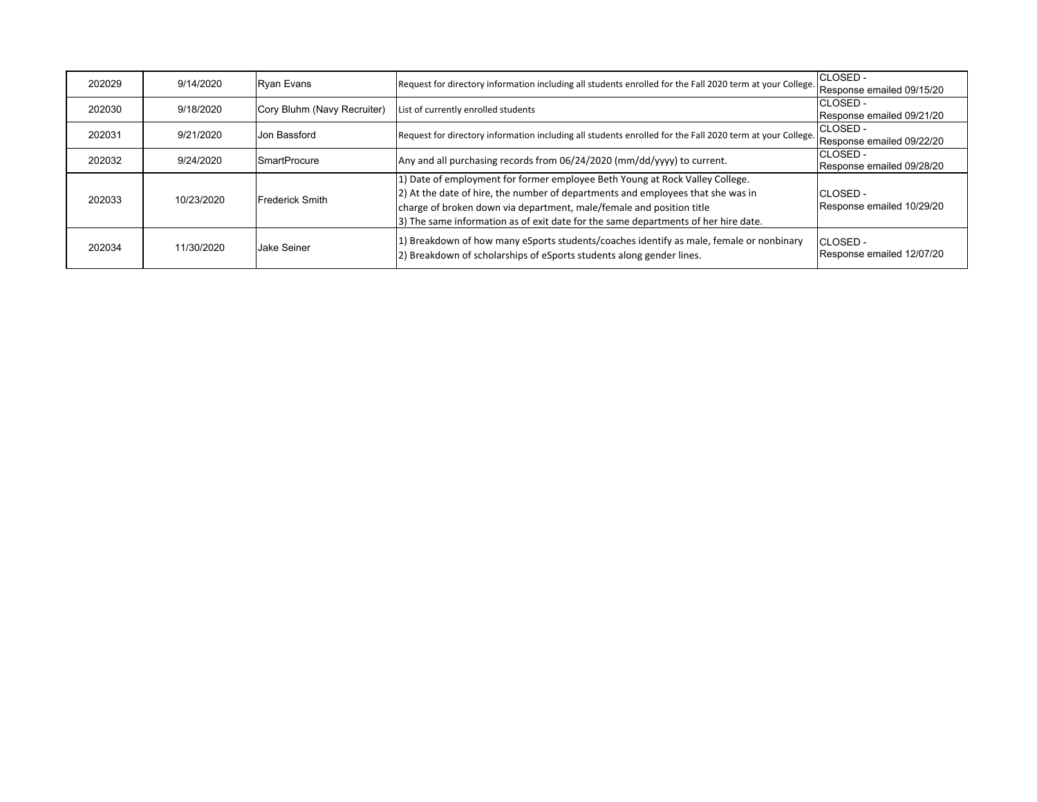| | | | | |
|---|---|---|---|---|
| 202029 | 9/14/2020 | Ryan Evans | Request for directory information including all students enrolled for the Fall 2020 term at your College. | CLOSED - Response emailed 09/15/20 |
| 202030 | 9/18/2020 | Cory Bluhm (Navy Recruiter) | List of currently enrolled students | CLOSED - Response emailed 09/21/20 |
| 202031 | 9/21/2020 | Jon Bassford | Request for directory information including all students enrolled for the Fall 2020 term at your College. | CLOSED - Response emailed 09/22/20 |
| 202032 | 9/24/2020 | SmartProcure | Any and all purchasing records from 06/24/2020 (mm/dd/yyyy) to current. | CLOSED - Response emailed 09/28/20 |
| 202033 | 10/23/2020 | Frederick Smith | 1) Date of employment for former employee Beth Young at Rock Valley College.<br>2) At the date of hire, the number of departments and employees that she was in charge of broken down via department, male/female and position title<br>3) The same information as of exit date for the same departments of her hire date. | CLOSED - Response emailed 10/29/20 |
| 202034 | 11/30/2020 | Jake Seiner | 1) Breakdown of how many eSports students/coaches identify as male, female or nonbinary<br>2) Breakdown of scholarships of eSports students along gender lines. | CLOSED - Response emailed 12/07/20 |